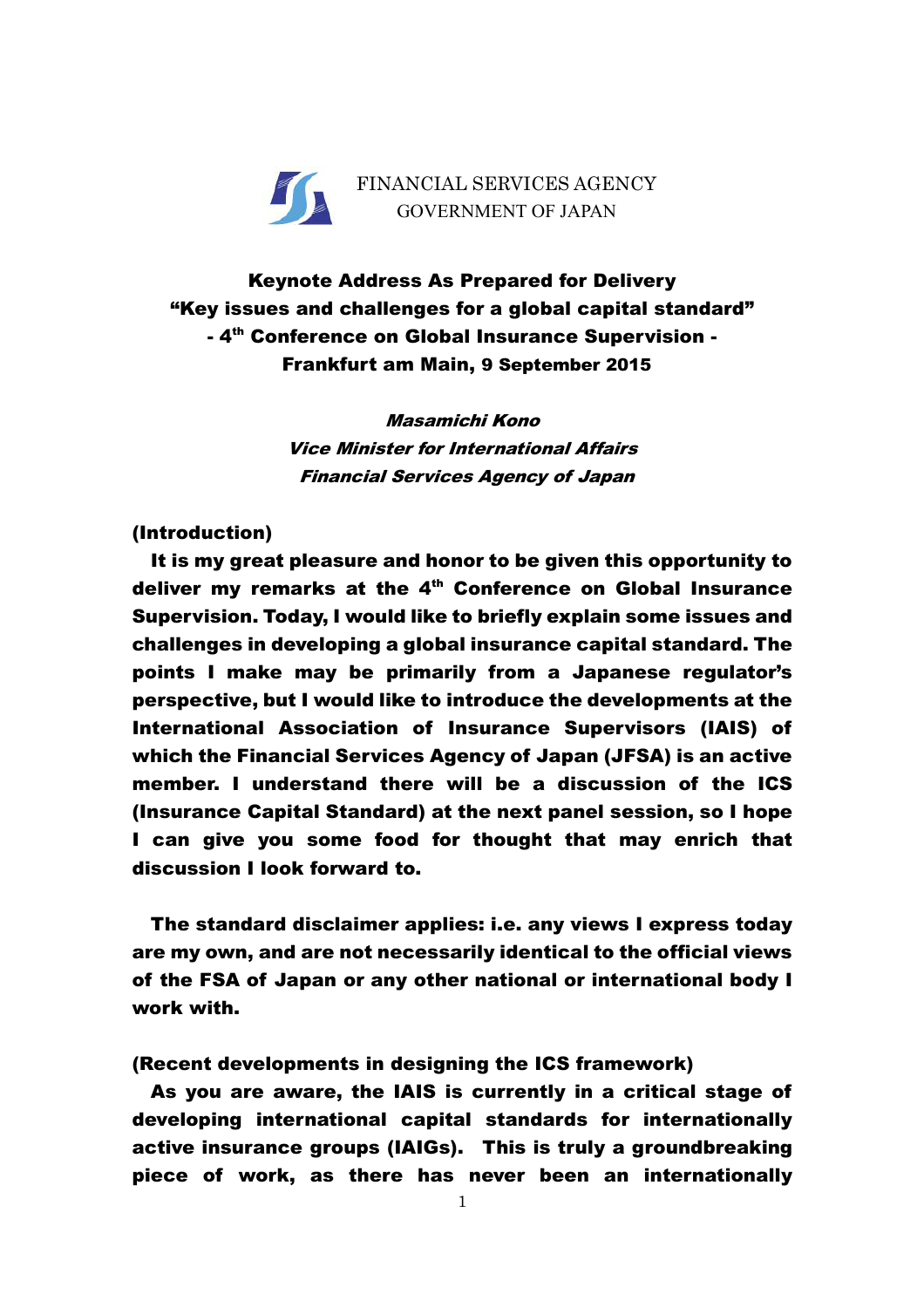FINANCIAL SERVICES AGENCY
GOVERNMENT OF JAPAN

# Keynote Address As Prepared for Delivery
# "Key issues and challenges for a global capital standard"
# - 4th Conference on Global Insurance Supervision -
# Frankfurt am Main, 9 September 2015

***Masamichi Kono***
***Vice Minister for International Affairs***
***Financial Services Agency of Japan***

**(Introduction)**

**It is my great pleasure and honor to be given this opportunity to deliver my remarks at the 4th Conference on Global Insurance Supervision. Today, I would like to briefly explain some issues and challenges in developing a global insurance capital standard. The points I make may be primarily from a Japanese regulator's perspective, but I would like to introduce the developments at the International Association of Insurance Supervisors (IAIS) of which the Financial Services Agency of Japan (JFSA) is an active member. I understand there will be a discussion of the ICS (Insurance Capital Standard) at the next panel session, so I hope I can give you some food for thought that may enrich that discussion I look forward to.**

**The standard disclaimer applies: i.e. any views I express today are my own, and are not necessarily identical to the official views of the FSA of Japan or any other national or international body I work with.**

**(Recent developments in designing the ICS framework)**

**As you are aware, the IAIS is currently in a critical stage of developing international capital standards for internationally active insurance groups (IAIGs). This is truly a groundbreaking piece of work, as there has never been an internationally**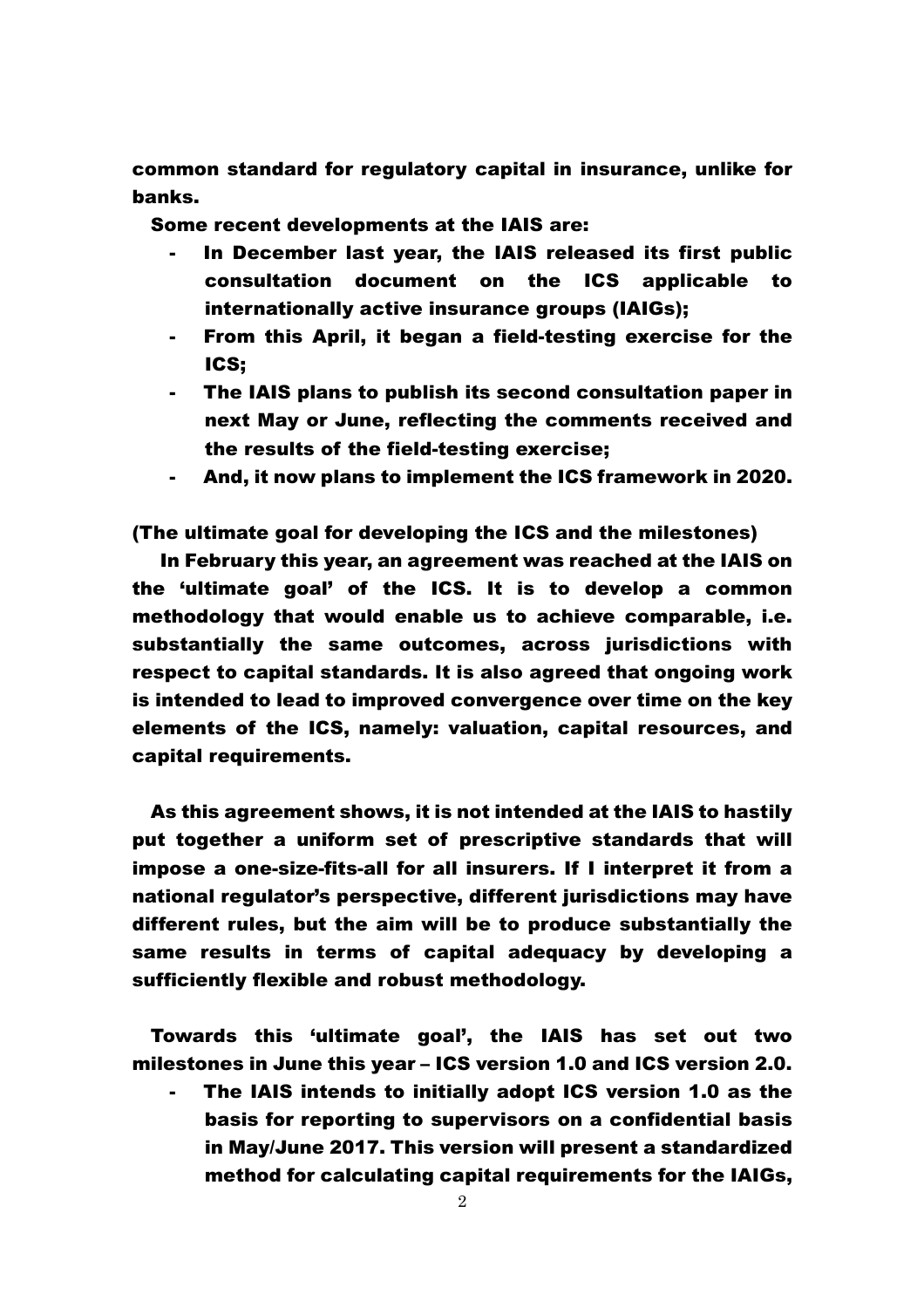common standard for regulatory capital in insurance, unlike for banks.

Some recent developments at the IAIS are:

- In December last year, the IAIS released its first public consultation document on the ICS applicable to internationally active insurance groups (IAIGs);
- From this April, it began a field-testing exercise for the ICS;
- The IAIS plans to publish its second consultation paper in next May or June, reflecting the comments received and the results of the field-testing exercise;
- And, it now plans to implement the ICS framework in 2020.

(The ultimate goal for developing the ICS and the milestones)

In February this year, an agreement was reached at the IAIS on the 'ultimate goal' of the ICS. It is to develop a common methodology that would enable us to achieve comparable, i.e. substantially the same outcomes, across jurisdictions with respect to capital standards. It is also agreed that ongoing work is intended to lead to improved convergence over time on the key elements of the ICS, namely: valuation, capital resources, and capital requirements.

As this agreement shows, it is not intended at the IAIS to hastily put together a uniform set of prescriptive standards that will impose a one-size-fits-all for all insurers. If I interpret it from a national regulator's perspective, different jurisdictions may have different rules, but the aim will be to produce substantially the same results in terms of capital adequacy by developing a sufficiently flexible and robust methodology.

Towards this 'ultimate goal', the IAIS has set out two milestones in June this year – ICS version 1.0 and ICS version 2.0.

- The IAIS intends to initially adopt ICS version 1.0 as the basis for reporting to supervisors on a confidential basis in May/June 2017. This version will present a standardized method for calculating capital requirements for the IAIGs,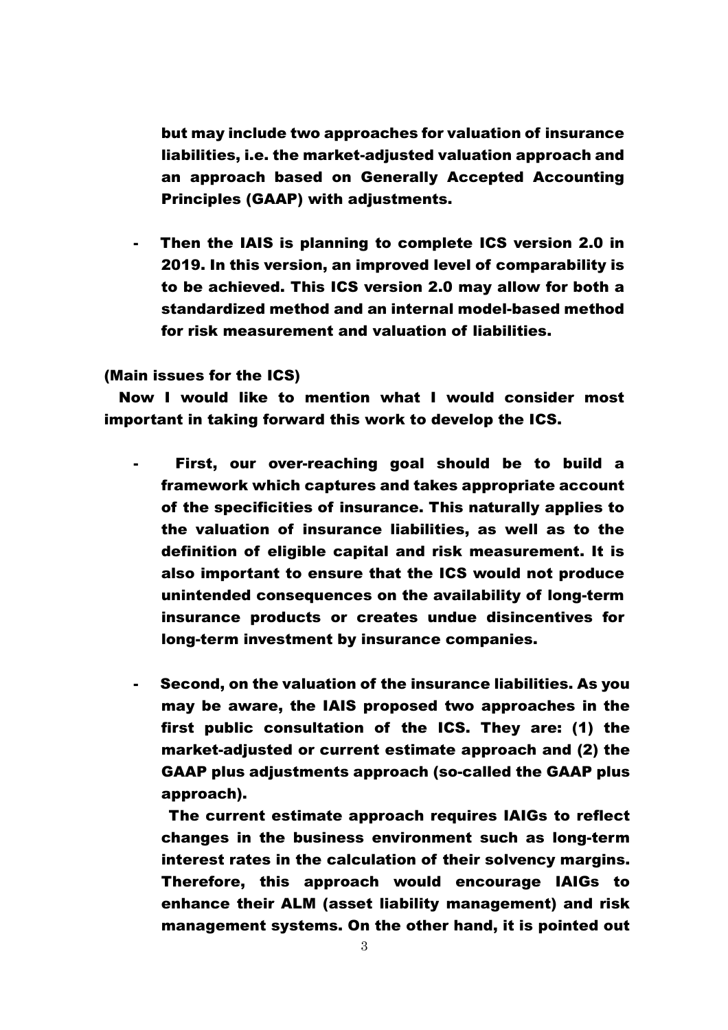but may include two approaches for valuation of insurance liabilities, i.e. the market-adjusted valuation approach and an approach based on Generally Accepted Accounting Principles (GAAP) with adjustments.

- Then the IAIS is planning to complete ICS version 2.0 in 2019. In this version, an improved level of comparability is to be achieved. This ICS version 2.0 may allow for both a standardized method and an internal model-based method for risk measurement and valuation of liabilities.

(Main issues for the ICS)

Now I would like to mention what I would consider most important in taking forward this work to develop the ICS.

- First, our over-reaching goal should be to build a framework which captures and takes appropriate account of the specificities of insurance. This naturally applies to the valuation of insurance liabilities, as well as to the definition of eligible capital and risk measurement. It is also important to ensure that the ICS would not produce unintended consequences on the availability of long-term insurance products or creates undue disincentives for long-term investment by insurance companies.

- Second, on the valuation of the insurance liabilities. As you may be aware, the IAIS proposed two approaches in the first public consultation of the ICS. They are: (1) the market-adjusted or current estimate approach and (2) the GAAP plus adjustments approach (so-called the GAAP plus approach).

  The current estimate approach requires IAIGs to reflect changes in the business environment such as long-term interest rates in the calculation of their solvency margins. Therefore, this approach would encourage IAIGs to enhance their ALM (asset liability management) and risk management systems. On the other hand, it is pointed out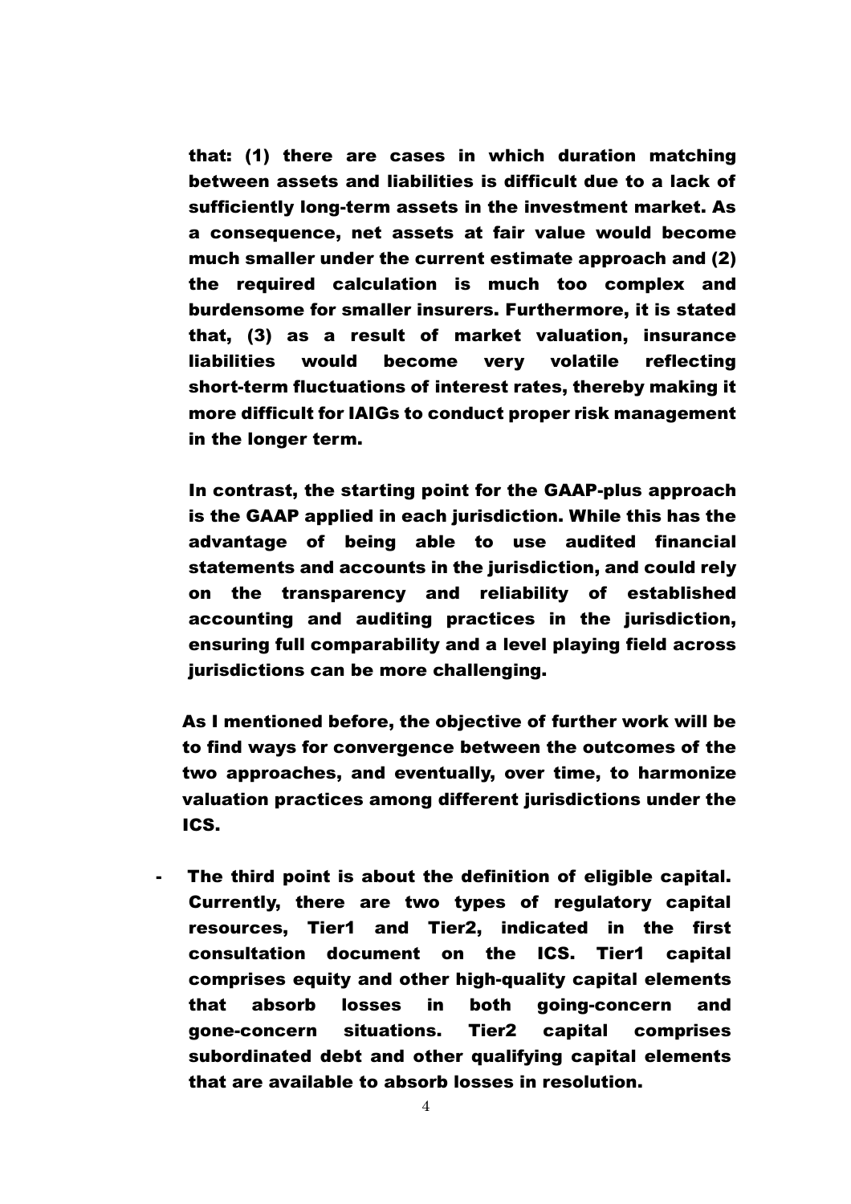that: (1) there are cases in which duration matching between assets and liabilities is difficult due to a lack of sufficiently long-term assets in the investment market. As a consequence, net assets at fair value would become much smaller under the current estimate approach and (2) the required calculation is much too complex and burdensome for smaller insurers. Furthermore, it is stated that, (3) as a result of market valuation, insurance liabilities would become very volatile reflecting short-term fluctuations of interest rates, thereby making it more difficult for IAIGs to conduct proper risk management in the longer term.

In contrast, the starting point for the GAAP-plus approach is the GAAP applied in each jurisdiction. While this has the advantage of being able to use audited financial statements and accounts in the jurisdiction, and could rely on the transparency and reliability of established accounting and auditing practices in the jurisdiction, ensuring full comparability and a level playing field across jurisdictions can be more challenging.

As I mentioned before, the objective of further work will be to find ways for convergence between the outcomes of the two approaches, and eventually, over time, to harmonize valuation practices among different jurisdictions under the ICS.

- The third point is about the definition of eligible capital. Currently, there are two types of regulatory capital resources, Tier1 and Tier2, indicated in the first consultation document on the ICS. Tier1 capital comprises equity and other high-quality capital elements that absorb losses in both going-concern and gone-concern situations. Tier2 capital comprises subordinated debt and other qualifying capital elements that are available to absorb losses in resolution.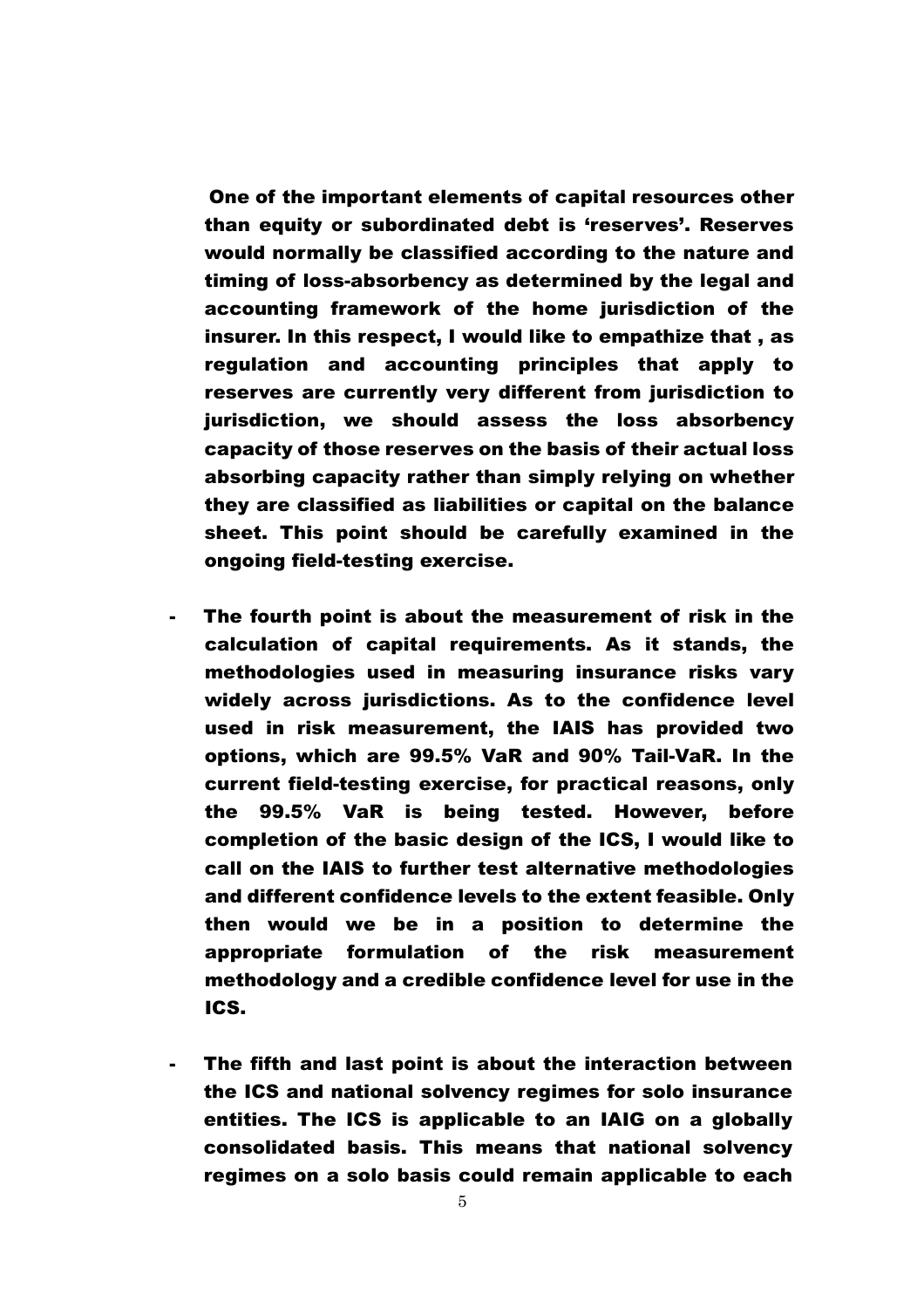**One of the important elements of capital resources other than equity or subordinated debt is 'reserves'. Reserves would normally be classified according to the nature and timing of loss-absorbency as determined by the legal and accounting framework of the home jurisdiction of the insurer. In this respect, I would like to empathize that , as regulation and accounting principles that apply to reserves are currently very different from jurisdiction to jurisdiction, we should assess the loss absorbency capacity of those reserves on the basis of their actual loss absorbing capacity rather than simply relying on whether they are classified as liabilities or capital on the balance sheet. This point should be carefully examined in the ongoing field-testing exercise.**

- **The fourth point is about the measurement of risk in the calculation of capital requirements. As it stands, the methodologies used in measuring insurance risks vary widely across jurisdictions. As to the confidence level used in risk measurement, the IAIS has provided two options, which are 99.5% VaR and 90% Tail-VaR. In the current field-testing exercise, for practical reasons, only the 99.5% VaR is being tested. However, before completion of the basic design of the ICS, I would like to call on the IAIS to further test alternative methodologies and different confidence levels to the extent feasible. Only then would we be in a position to determine the appropriate formulation of the risk measurement methodology and a credible confidence level for use in the ICS.**

- **The fifth and last point is about the interaction between the ICS and national solvency regimes for solo insurance entities. The ICS is applicable to an IAIG on a globally consolidated basis. This means that national solvency regimes on a solo basis could remain applicable to each**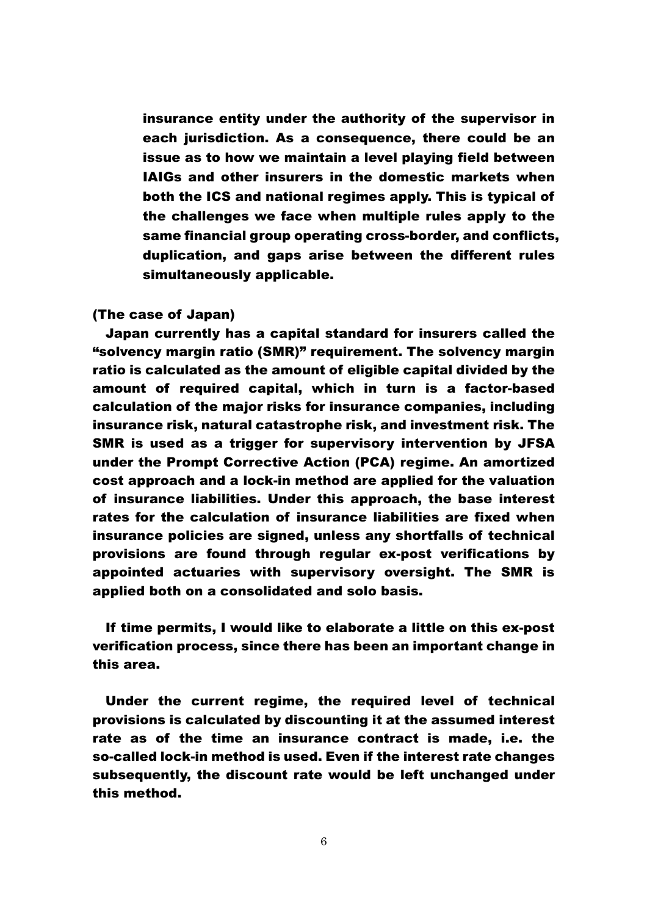insurance entity under the authority of the supervisor in each jurisdiction. As a consequence, there could be an issue as to how we maintain a level playing field between IAIGs and other insurers in the domestic markets when both the ICS and national regimes apply. This is typical of the challenges we face when multiple rules apply to the same financial group operating cross-border, and conflicts, duplication, and gaps arise between the different rules simultaneously applicable.

(The case of Japan)

Japan currently has a capital standard for insurers called the "solvency margin ratio (SMR)" requirement. The solvency margin ratio is calculated as the amount of eligible capital divided by the amount of required capital, which in turn is a factor-based calculation of the major risks for insurance companies, including insurance risk, natural catastrophe risk, and investment risk. The SMR is used as a trigger for supervisory intervention by JFSA under the Prompt Corrective Action (PCA) regime. An amortized cost approach and a lock-in method are applied for the valuation of insurance liabilities. Under this approach, the base interest rates for the calculation of insurance liabilities are fixed when insurance policies are signed, unless any shortfalls of technical provisions are found through regular ex-post verifications by appointed actuaries with supervisory oversight. The SMR is applied both on a consolidated and solo basis.

If time permits, I would like to elaborate a little on this ex-post verification process, since there has been an important change in this area.

Under the current regime, the required level of technical provisions is calculated by discounting it at the assumed interest rate as of the time an insurance contract is made, i.e. the so-called lock-in method is used. Even if the interest rate changes subsequently, the discount rate would be left unchanged under this method.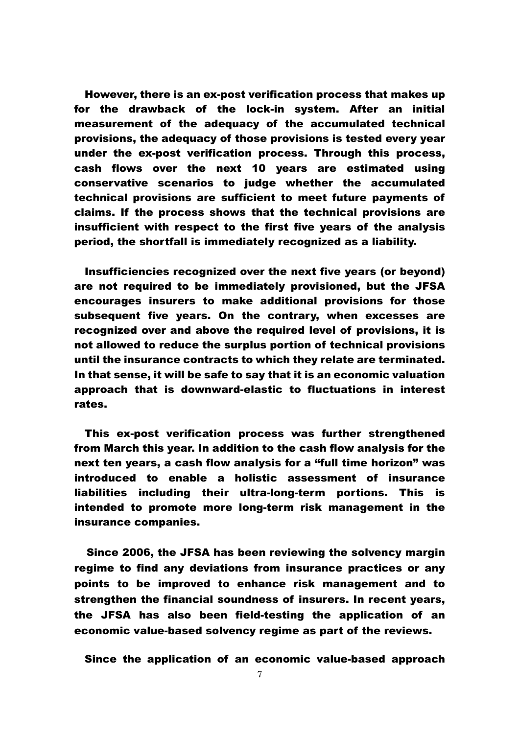However, there is an ex-post verification process that makes up for the drawback of the lock-in system. After an initial measurement of the adequacy of the accumulated technical provisions, the adequacy of those provisions is tested every year under the ex-post verification process. Through this process, cash flows over the next 10 years are estimated using conservative scenarios to judge whether the accumulated technical provisions are sufficient to meet future payments of claims. If the process shows that the technical provisions are insufficient with respect to the first five years of the analysis period, the shortfall is immediately recognized as a liability.

Insufficiencies recognized over the next five years (or beyond) are not required to be immediately provisioned, but the JFSA encourages insurers to make additional provisions for those subsequent five years. On the contrary, when excesses are recognized over and above the required level of provisions, it is not allowed to reduce the surplus portion of technical provisions until the insurance contracts to which they relate are terminated. In that sense, it will be safe to say that it is an economic valuation approach that is downward-elastic to fluctuations in interest rates.

This ex-post verification process was further strengthened from March this year. In addition to the cash flow analysis for the next ten years, a cash flow analysis for a "full time horizon" was introduced to enable a holistic assessment of insurance liabilities including their ultra-long-term portions. This is intended to promote more long-term risk management in the insurance companies.

Since 2006, the JFSA has been reviewing the solvency margin regime to find any deviations from insurance practices or any points to be improved to enhance risk management and to strengthen the financial soundness of insurers. In recent years, the JFSA has also been field-testing the application of an economic value-based solvency regime as part of the reviews.

Since the application of an economic value-based approach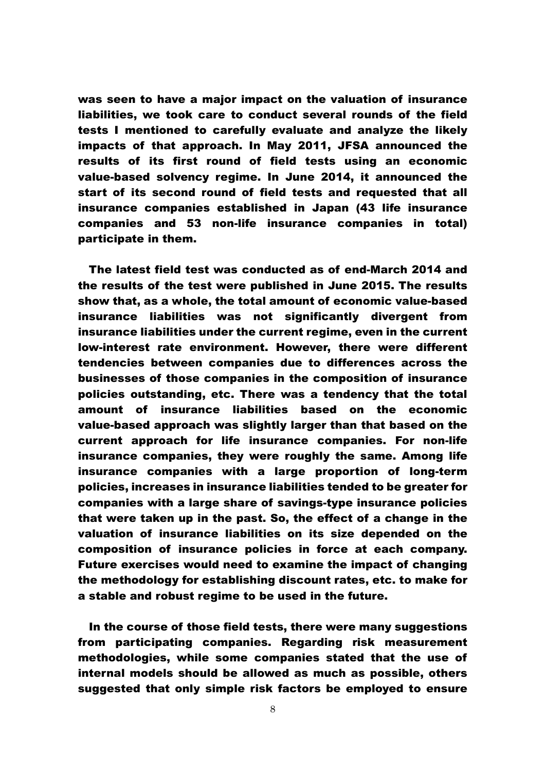was seen to have a major impact on the valuation of insurance liabilities, we took care to conduct several rounds of the field tests I mentioned to carefully evaluate and analyze the likely impacts of that approach. In May 2011, JFSA announced the results of its first round of field tests using an economic value-based solvency regime. In June 2014, it announced the start of its second round of field tests and requested that all insurance companies established in Japan (43 life insurance companies and 53 non-life insurance companies in total) participate in them.

The latest field test was conducted as of end-March 2014 and the results of the test were published in June 2015. The results show that, as a whole, the total amount of economic value-based insurance liabilities was not significantly divergent from insurance liabilities under the current regime, even in the current low-interest rate environment. However, there were different tendencies between companies due to differences across the businesses of those companies in the composition of insurance policies outstanding, etc. There was a tendency that the total amount of insurance liabilities based on the economic value-based approach was slightly larger than that based on the current approach for life insurance companies. For non-life insurance companies, they were roughly the same. Among life insurance companies with a large proportion of long-term policies, increases in insurance liabilities tended to be greater for companies with a large share of savings-type insurance policies that were taken up in the past. So, the effect of a change in the valuation of insurance liabilities on its size depended on the composition of insurance policies in force at each company. Future exercises would need to examine the impact of changing the methodology for establishing discount rates, etc. to make for a stable and robust regime to be used in the future.

In the course of those field tests, there were many suggestions from participating companies. Regarding risk measurement methodologies, while some companies stated that the use of internal models should be allowed as much as possible, others suggested that only simple risk factors be employed to ensure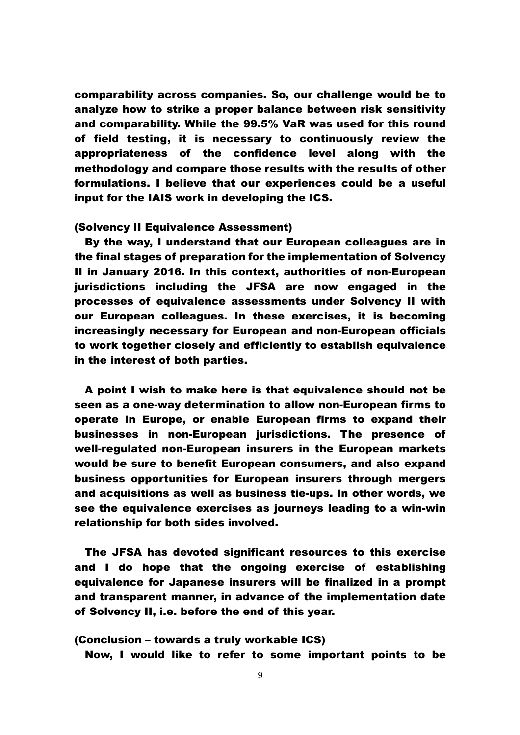comparability across companies. So, our challenge would be to analyze how to strike a proper balance between risk sensitivity and comparability. While the 99.5% VaR was used for this round of field testing, it is necessary to continuously review the appropriateness of the confidence level along with the methodology and compare those results with the results of other formulations. I believe that our experiences could be a useful input for the IAIS work in developing the ICS.

### (Solvency II Equivalence Assessment)

By the way, I understand that our European colleagues are in the final stages of preparation for the implementation of Solvency II in January 2016. In this context, authorities of non-European jurisdictions including the JFSA are now engaged in the processes of equivalence assessments under Solvency II with our European colleagues. In these exercises, it is becoming increasingly necessary for European and non-European officials to work together closely and efficiently to establish equivalence in the interest of both parties.

A point I wish to make here is that equivalence should not be seen as a one-way determination to allow non-European firms to operate in Europe, or enable European firms to expand their businesses in non-European jurisdictions. The presence of well-regulated non-European insurers in the European markets would be sure to benefit European consumers, and also expand business opportunities for European insurers through mergers and acquisitions as well as business tie-ups. In other words, we see the equivalence exercises as journeys leading to a win-win relationship for both sides involved.

The JFSA has devoted significant resources to this exercise and I do hope that the ongoing exercise of establishing equivalence for Japanese insurers will be finalized in a prompt and transparent manner, in advance of the implementation date of Solvency II, i.e. before the end of this year.

### (Conclusion – towards a truly workable ICS)

Now, I would like to refer to some important points to be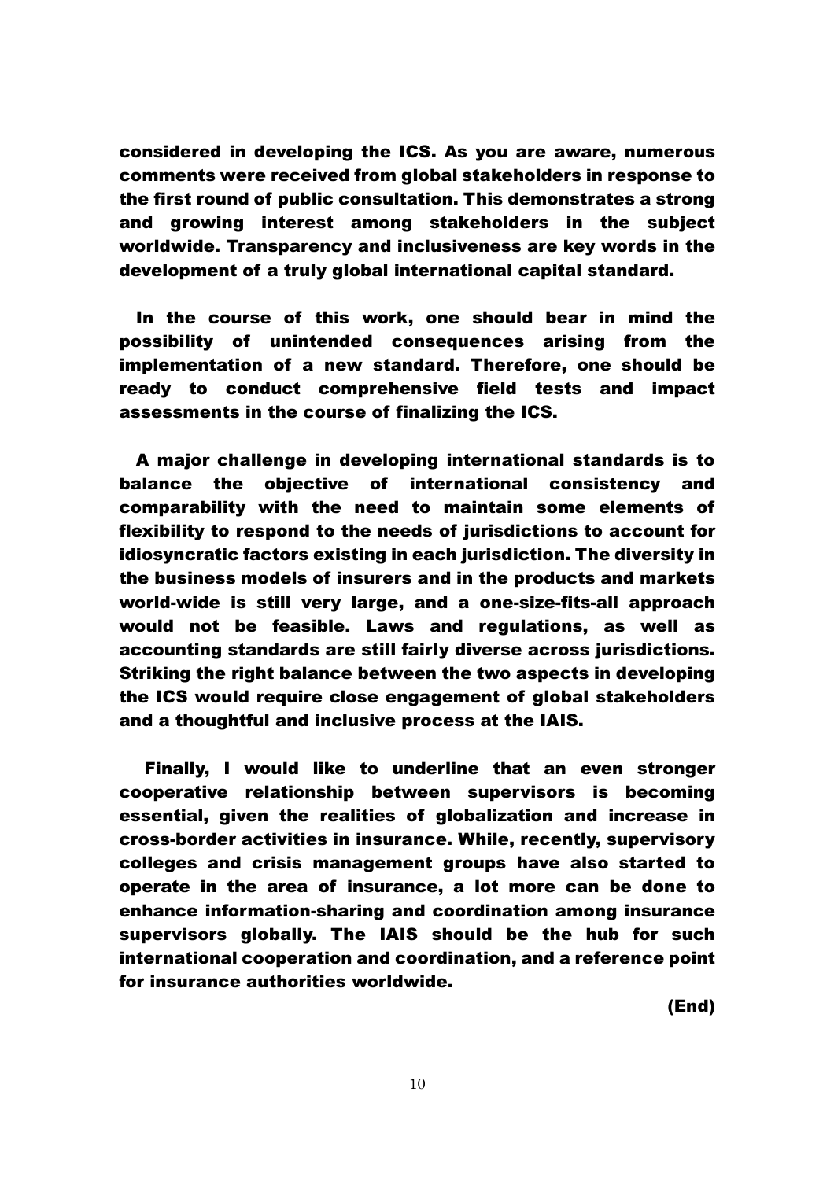**considered in developing the ICS. As you are aware, numerous comments were received from global stakeholders in response to the first round of public consultation. This demonstrates a strong and growing interest among stakeholders in the subject worldwide. Transparency and inclusiveness are key words in the development of a truly global international capital standard.**

**In the course of this work, one should bear in mind the possibility of unintended consequences arising from the implementation of a new standard. Therefore, one should be ready to conduct comprehensive field tests and impact assessments in the course of finalizing the ICS.**

**A major challenge in developing international standards is to balance the objective of international consistency and comparability with the need to maintain some elements of flexibility to respond to the needs of jurisdictions to account for idiosyncratic factors existing in each jurisdiction. The diversity in the business models of insurers and in the products and markets world-wide is still very large, and a one-size-fits-all approach would not be feasible. Laws and regulations, as well as accounting standards are still fairly diverse across jurisdictions. Striking the right balance between the two aspects in developing the ICS would require close engagement of global stakeholders and a thoughtful and inclusive process at the IAIS.**

**Finally, I would like to underline that an even stronger cooperative relationship between supervisors is becoming essential, given the realities of globalization and increase in cross-border activities in insurance. While, recently, supervisory colleges and crisis management groups have also started to operate in the area of insurance, a lot more can be done to enhance information-sharing and coordination among insurance supervisors globally. The IAIS should be the hub for such international cooperation and coordination, and a reference point for insurance authorities worldwide.**

**(End)**